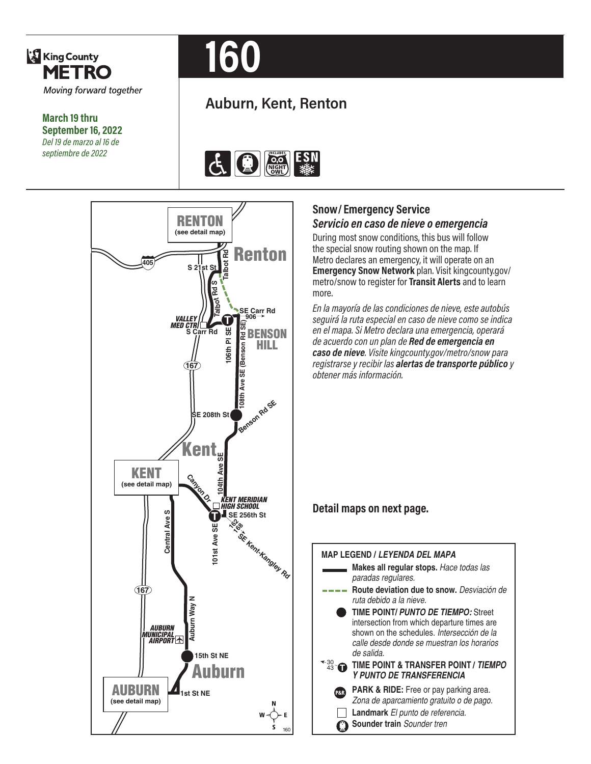King County METRO
*Moving forward together*

**March 19 thru September 16, 2022**
*Del 19 de marzo al 16 de septiembre de 2022*

# 160

## Auburn, Kent, Renton

## Snow / Emergency Service
### *Servicio en caso de nieve o emergencia*

During most snow conditions, this bus will follow the special snow routing shown on the map. If Metro declares an emergency, it will operate on an **Emergency Snow Network** plan. Visit kingcounty.gov/metro/snow to register for **Transit Alerts** and to learn more.

*En la mayoría de las condiciones de nieve, este autobús seguirá la ruta especial en caso de nieve como se indica en el mapa. Si Metro declara una emergencia, operará de acuerdo con un plan de **Red de emergencia en caso de nieve**. Visite kingcounty.gov/metro/snow para registrarse y recibir las **alertas de transporte público** y obtener más información.*

**Detail maps on next page.**

**MAP LEGEND / *LEYENDA DEL MAPA***

- **Makes all regular stops.** *Hace todas las paradas regulares.*
- **Route deviation due to snow.** *Desviación de ruta debido a la nieve.*
- **TIME POINT/ *PUNTO DE TIEMPO:*** Street intersection from which departure times are shown on the schedules. *Intersección de la calle desde donde se muestran los horarios de salida.*
- **TIME POINT & TRANSFER POINT / *TIEMPO Y PUNTO DE TRANSFERENCIA***
- **PARK & RIDE:** Free or pay parking area. *Zona de aparcamiento gratuito o de pago.*
- **Landmark** *El punto de referencia.*
- **Sounder train** *Sounder tren*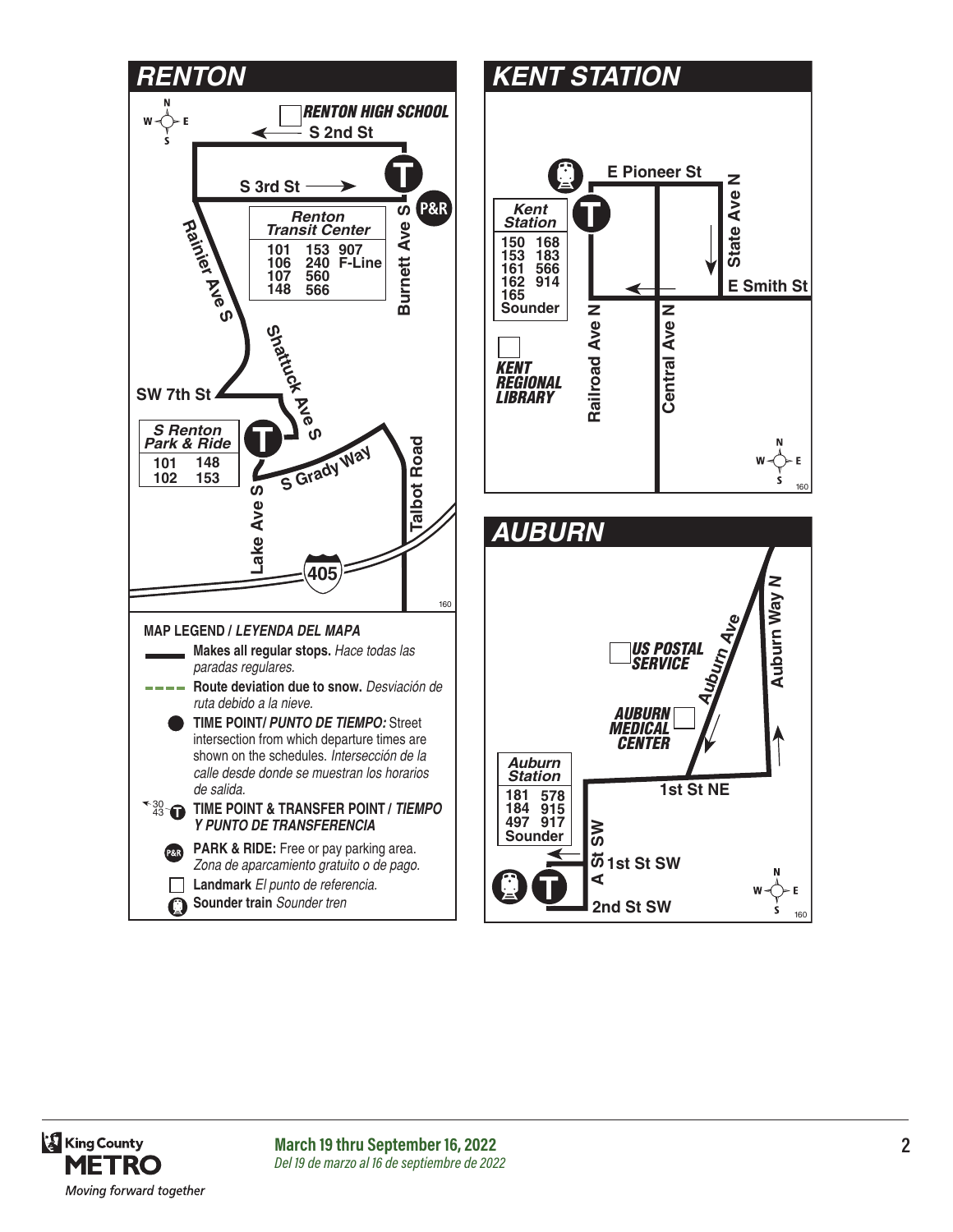## RENTON

RENTON HIGH SCHOOL

S 2nd St

S 3rd St

Burnett Ave S

P&R

**Renton Transit Center**

| | | |
|---|---|---|
| 101 | 153 | 907 |
| 106 | 240 | F-Line |
| 107 | 560 | |
| 148 | 566 | |

Rainier Ave S

Shattuck Ave S

SW 7th St

**S Renton Park & Ride**

| | |
|---|---|
| 101 | 148 |
| 102 | 153 |

S Grady Way

Lake Ave S

Talbot Road

405

## KENT STATION

E Pioneer St

**Kent Station**

| | |
|---|---|
| 150 | 168 |
| 153 | 183 |
| 161 | 566 |
| 162 | 914 |
| 165 | |
| Sounder | |

State Ave N

E Smith St

KENT REGIONAL LIBRARY

Railroad Ave N

Central Ave N

## AUBURN

US POSTAL SERVICE

Auburn Ave

Auburn Way N

AUBURN MEDICAL CENTER

**Auburn Station**

| | |
|---|---|
| 181 | 578 |
| 184 | 915 |
| 497 | 917 |
| Sounder | |

1st St NE

A St SW

1st St SW

2nd St SW

**MAP LEGEND / *LEYENDA DEL MAPA***

- **Makes all regular stops.** *Hace todas las paradas regulares.*
- **Route deviation due to snow.** *Desviación de ruta debido a la nieve.*
- **TIME POINT/ *PUNTO DE TIEMPO:*** Street intersection from which departure times are shown on the schedules. *Intersección de la calle desde donde se muestran los horarios de salida.*
- **TIME POINT & TRANSFER POINT / *TIEMPO Y PUNTO DE TRANSFERENCIA***
- **PARK & RIDE:** Free or pay parking area. *Zona de aparcamiento gratuito o de pago.*
- **Landmark** *El punto de referencia.*
- **Sounder train** *Sounder tren*

King County METRO
*Moving forward together*

**March 19 thru September 16, 2022**
*Del 19 de marzo al 16 de septiembre de 2022*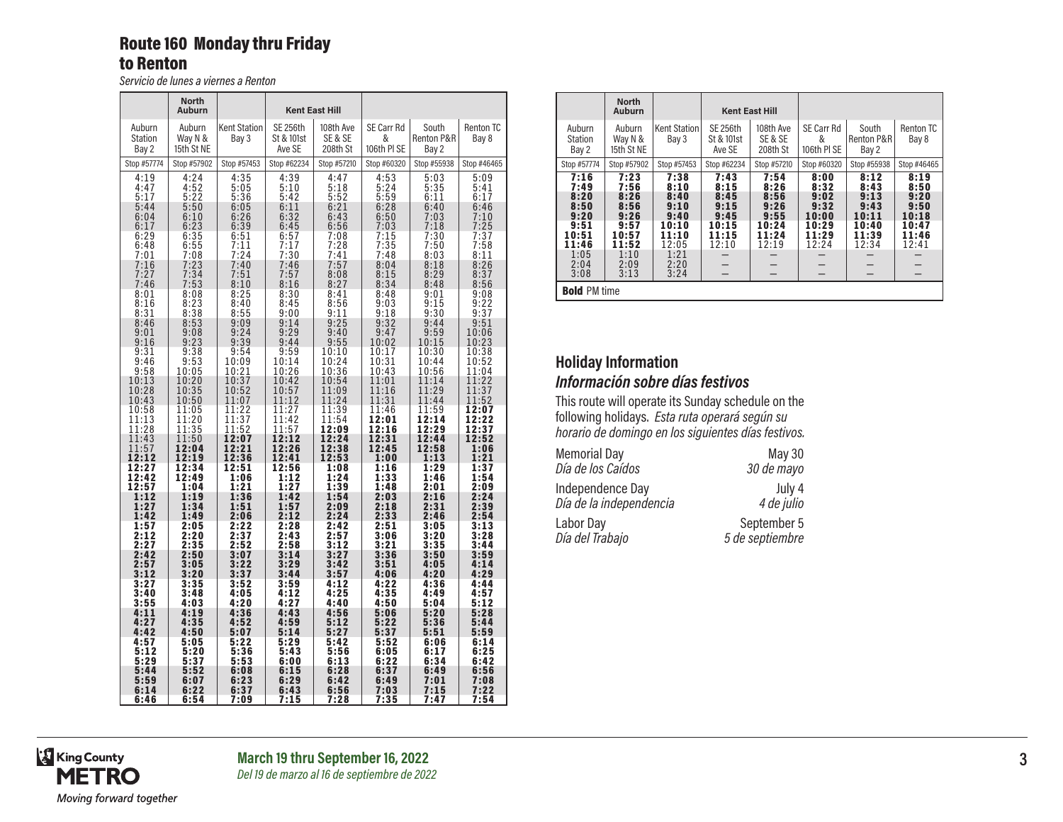## Route 160 Monday thru Friday to Renton

*Servicio de lunes a viernes a Renton*

| | North Auburn | | Kent East Hill | | | | |
|---|---|---|---|---|---|---|---|
| Auburn Station Bay 2 | Auburn Way N & 15th St NE | Kent Station Bay 3 | SE 256th St & 101st Ave SE | 108th Ave SE & SE 208th St | SE Carr Rd & 106th Pl SE | South Renton P&R Bay 2 | Renton TC Bay 8 |
| Stop #57774 | Stop #57902 | Stop #57453 | Stop #62234 | Stop #57210 | Stop #60320 | Stop #55938 | Stop #46465 |
| 4:19 | 4:24 | 4:35 | 4:39 | 4:47 | 4:53 | 5:03 | 5:09 |
| 4:47 | 4:52 | 5:05 | 5:10 | 5:18 | 5:24 | 5:35 | 5:41 |
| 5:17 | 5:22 | 5:36 | 5:42 | 5:52 | 5:59 | 6:11 | 6:17 |
| 5:44 | 5:50 | 6:05 | 6:11 | 6:21 | 6:28 | 6:40 | 6:46 |
| 6:04 | 6:10 | 6:26 | 6:32 | 6:43 | 6:50 | 7:03 | 7:10 |
| 6:17 | 6:23 | 6:39 | 6:45 | 6:56 | 7:03 | 7:18 | 7:25 |
| 6:29 | 6:35 | 6:51 | 6:57 | 7:08 | 7:15 | 7:30 | 7:37 |
| 6:48 | 6:55 | 7:11 | 7:17 | 7:28 | 7:35 | 7:50 | 7:58 |
| 7:01 | 7:08 | 7:24 | 7:30 | 7:41 | 7:48 | 8:03 | 8:11 |
| 7:16 | 7:23 | 7:40 | 7:46 | 7:57 | 8:04 | 8:18 | 8:26 |
| 7:27 | 7:34 | 7:51 | 7:57 | 8:08 | 8:15 | 8:29 | 8:37 |
| 7:46 | 7:53 | 8:10 | 8:16 | 8:27 | 8:34 | 8:48 | 8:56 |
| 8:01 | 8:08 | 8:25 | 8:30 | 8:41 | 8:48 | 9:01 | 9:08 |
| 8:16 | 8:23 | 8:40 | 8:45 | 8:56 | 9:03 | 9:15 | 9:22 |
| 8:31 | 8:38 | 8:55 | 9:00 | 9:11 | 9:18 | 9:30 | 9:37 |
| 8:46 | 8:53 | 9:09 | 9:14 | 9:25 | 9:32 | 9:44 | 9:51 |
| 9:01 | 9:08 | 9:24 | 9:29 | 9:40 | 9:47 | 9:59 | 10:06 |
| 9:16 | 9:23 | 9:39 | 9:44 | 9:55 | 10:02 | 10:15 | 10:23 |
| 9:31 | 9:38 | 9:54 | 9:59 | 10:10 | 10:17 | 10:30 | 10:38 |
| 9:46 | 9:53 | 10:09 | 10:14 | 10:24 | 10:31 | 10:44 | 10:52 |
| 9:58 | 10:05 | 10:21 | 10:26 | 10:36 | 10:43 | 10:56 | 11:04 |
| 10:13 | 10:20 | 10:37 | 10:42 | 10:54 | 11:01 | 11:14 | 11:22 |
| 10:28 | 10:35 | 10:52 | 10:57 | 11:09 | 11:16 | 11:29 | 11:37 |
| 10:43 | 10:50 | 11:07 | 11:12 | 11:24 | 11:31 | 11:44 | 11:52 |
| 10:58 | 11:05 | 11:22 | 11:27 | 11:39 | 11:46 | 11:59 | **12:07** |
| 11:13 | 11:20 | 11:37 | 11:42 | 11:54 | **12:01** | **12:14** | **12:22** |
| 11:28 | 11:35 | 11:52 | 11:57 | **12:09** | **12:16** | **12:29** | **12:37** |
| 11:43 | 11:50 | **12:07** | **12:12** | **12:24** | **12:31** | **12:44** | **12:52** |
| 11:57 | **12:04** | **12:21** | **12:26** | **12:38** | **12:45** | **12:58** | **1:06** |
| **12:12** | **12:19** | **12:36** | **12:41** | **12:53** | **1:00** | **1:13** | **1:21** |
| **12:27** | **12:34** | **12:51** | **12:56** | **1:08** | **1:16** | **1:29** | **1:37** |
| **12:42** | **12:49** | **1:06** | **1:12** | **1:24** | **1:33** | **1:46** | **1:54** |
| **12:57** | **1:04** | **1:21** | **1:27** | **1:39** | **1:48** | **2:01** | **2:09** |
| **1:12** | **1:19** | **1:36** | **1:42** | **1:54** | **2:03** | **2:16** | **2:24** |
| **1:27** | **1:34** | **1:51** | **1:57** | **2:09** | **2:18** | **2:31** | **2:39** |
| **1:42** | **1:49** | **2:06** | **2:12** | **2:24** | **2:33** | **2:46** | **2:54** |
| **1:57** | **2:05** | **2:22** | **2:28** | **2:42** | **2:51** | **3:05** | **3:13** |
| **2:12** | **2:20** | **2:37** | **2:43** | **2:57** | **3:06** | **3:20** | **3:28** |
| **2:27** | **2:35** | **2:52** | **2:58** | **3:12** | **3:21** | **3:35** | **3:44** |
| **2:42** | **2:50** | **3:07** | **3:14** | **3:27** | **3:36** | **3:50** | **3:59** |
| **2:57** | **3:05** | **3:22** | **3:29** | **3:42** | **3:51** | **4:05** | **4:14** |
| **3:12** | **3:20** | **3:37** | **3:44** | **3:57** | **4:06** | **4:20** | **4:29** |
| **3:27** | **3:35** | **3:52** | **3:59** | **4:12** | **4:22** | **4:36** | **4:44** |
| **3:40** | **3:48** | **4:05** | **4:12** | **4:25** | **4:35** | **4:49** | **4:57** |
| **3:55** | **4:03** | **4:20** | **4:27** | **4:40** | **4:50** | **5:04** | **5:12** |
| **4:11** | **4:19** | **4:36** | **4:43** | **4:56** | **5:06** | **5:20** | **5:28** |
| **4:27** | **4:35** | **4:52** | **4:59** | **5:12** | **5:22** | **5:36** | **5:44** |
| **4:42** | **4:50** | **5:07** | **5:14** | **5:27** | **5:37** | **5:51** | **5:59** |
| **4:57** | **5:05** | **5:22** | **5:29** | **5:42** | **5:52** | **6:06** | **6:14** |
| **5:12** | **5:20** | **5:36** | **5:43** | **5:56** | **6:05** | **6:17** | **6:25** |
| **5:29** | **5:37** | **5:53** | **6:00** | **6:13** | **6:22** | **6:34** | **6:42** |
| **5:44** | **5:52** | **6:08** | **6:15** | **6:28** | **6:37** | **6:49** | **6:56** |
| **5:59** | **6:07** | **6:23** | **6:29** | **6:42** | **6:49** | **7:01** | **7:08** |
| **6:14** | **6:22** | **6:37** | **6:43** | **6:56** | **7:03** | **7:15** | **7:22** |
| **6:46** | **6:54** | **7:09** | **7:15** | **7:28** | **7:35** | **7:47** | **7:54** |
| **7:16** | **7:23** | **7:38** | **7:43** | **7:54** | **8:00** | **8:12** | **8:19** |
| **7:49** | **7:56** | **8:10** | **8:15** | **8:26** | **8:32** | **8:43** | **8:50** |
| **8:20** | **8:26** | **8:40** | **8:45** | **8:56** | **9:02** | **9:13** | **9:20** |
| **8:50** | **8:56** | **9:10** | **9:15** | **9:26** | **9:32** | **9:43** | **9:50** |
| **9:20** | **9:26** | **9:40** | **9:45** | **9:55** | **10:00** | **10:11** | **10:18** |
| **9:51** | **9:57** | **10:10** | **10:15** | **10:24** | **10:29** | **10:40** | **10:47** |
| **10:51** | **10:57** | **11:10** | **11:15** | **11:24** | **11:29** | **11:39** | **11:46** |
| **11:46** | **11:52** | 12:05 | 12:10 | 12:19 | 12:24 | 12:34 | 12:41 |
| 1:05 | 1:10 | 1:21 | – | – | – | – | – |
| 2:04 | 2:09 | 2:20 | – | – | – | – | – |
| 3:08 | 3:13 | 3:24 | – | – | – | – | – |

**Bold** PM time

### Holiday Information
### *Información sobre días festivos*

This route will operate its Sunday schedule on the following holidays. *Esta ruta operará según su horario de domingo en los siguientes días festivos.*

| | |
|---|---|
| Memorial Day *Día de los Caídos* | May 30 *30 de mayo* |
| Independence Day *Día de la independencia* | July 4 *4 de julio* |
| Labor Day *Día del Trabajo* | September 5 *5 de septiembre* |

King County METRO *Moving forward together*

**March 19 thru September 16, 2022**
*Del 19 de marzo al 16 de septiembre de 2022*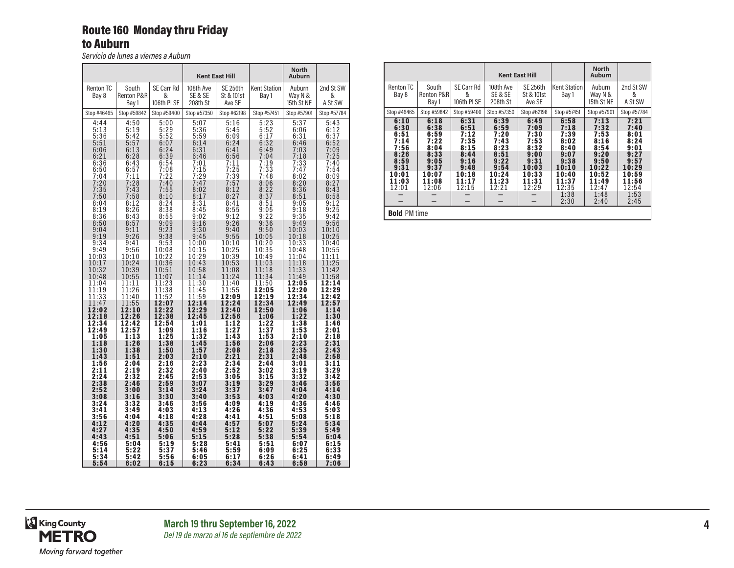## Route 160 Monday thru Friday to Auburn

*Servicio de lunes a viernes a Auburn*

| | | | Kent East Hill | | | North Auburn | |
|---|---|---|---|---|---|---|---|
| Renton TC Bay 8 | South Renton P&R Bay 1 | SE Carr Rd & 106th Pl SE | 108th Ave SE & SE 208th St | SE 256th St & 101st Ave SE | Kent Station Bay 1 | Auburn Way N & 15th St NE | 2nd St SW & A St SW |
| Stop #46465 | Stop #59842 | Stop #59400 | Stop #57350 | Stop #62198 | Stop #57451 | Stop #57901 | Stop #57784 |
| 4:44 | 4:50 | 5:00 | 5:07 | 5:16 | 5:23 | 5:37 | 5:43 |
| 5:13 | 5:19 | 5:29 | 5:36 | 5:45 | 5:52 | 6:06 | 6:12 |
| 5:36 | 5:42 | 5:52 | 5:59 | 6:09 | 6:17 | 6:31 | 6:37 |
| 5:51 | 5:57 | 6:07 | 6:14 | 6:24 | 6:32 | 6:46 | 6:52 |
| 6:06 | 6:13 | 6:24 | 6:31 | 6:41 | 6:49 | 7:03 | 7:09 |
| 6:21 | 6:28 | 6:39 | 6:46 | 6:56 | 7:04 | 7:18 | 7:25 |
| 6:36 | 6:43 | 6:54 | 7:01 | 7:11 | 7:19 | 7:33 | 7:40 |
| 6:50 | 6:57 | 7:08 | 7:15 | 7:25 | 7:33 | 7:47 | 7:54 |
| 7:04 | 7:11 | 7:22 | 7:29 | 7:39 | 7:48 | 8:02 | 8:09 |
| 7:20 | 7:28 | 7:40 | 7:47 | 7:57 | 8:06 | 8:20 | 8:27 |
| 7:35 | 7:43 | 7:55 | 8:02 | 8:12 | 8:22 | 8:36 | 8:43 |
| 7:50 | 7:58 | 8:10 | 8:17 | 8:27 | 8:37 | 8:51 | 8:58 |
| 8:04 | 8:12 | 8:24 | 8:31 | 8:41 | 8:51 | 9:05 | 9:12 |
| 8:19 | 8:26 | 8:38 | 8:45 | 8:55 | 9:05 | 9:18 | 9:25 |
| 8:36 | 8:43 | 8:55 | 9:02 | 9:12 | 9:22 | 9:35 | 9:42 |
| 8:50 | 8:57 | 9:09 | 9:16 | 9:26 | 9:36 | 9:49 | 9:56 |
| 9:04 | 9:11 | 9:23 | 9:30 | 9:40 | 9:50 | 10:03 | 10:10 |
| 9:19 | 9:26 | 9:38 | 9:45 | 9:55 | 10:05 | 10:18 | 10:25 |
| 9:34 | 9:41 | 9:53 | 10:00 | 10:10 | 10:20 | 10:33 | 10:40 |
| 9:49 | 9:56 | 10:08 | 10:15 | 10:25 | 10:35 | 10:48 | 10:55 |
| 10:03 | 10:10 | 10:22 | 10:29 | 10:39 | 10:49 | 11:04 | 11:11 |
| 10:17 | 10:24 | 10:36 | 10:43 | 10:53 | 11:03 | 11:18 | 11:25 |
| 10:32 | 10:39 | 10:51 | 10:58 | 11:08 | 11:18 | 11:33 | 11:42 |
| 10:48 | 10:55 | 11:07 | 11:14 | 11:24 | 11:34 | 11:49 | 11:58 |
| 11:04 | 11:11 | 11:23 | 11:30 | 11:40 | 11:50 | **12:05** | **12:14** |
| 11:19 | 11:26 | 11:38 | 11:45 | 11:55 | **12:05** | **12:20** | **12:29** |
| 11:33 | 11:40 | 11:52 | 11:59 | **12:09** | **12:19** | **12:34** | **12:42** |
| 11:47 | 11:55 | **12:07** | **12:14** | **12:24** | **12:34** | **12:49** | **12:57** |
| **12:02** | **12:10** | **12:22** | **12:29** | **12:40** | **12:50** | **1:06** | **1:14** |
| **12:18** | **12:26** | **12:38** | **12:45** | **12:56** | **1:06** | **1:22** | **1:30** |
| **12:34** | **12:42** | **12:54** | **1:01** | **1:12** | **1:22** | **1:38** | **1:46** |
| **12:49** | **12:57** | **1:09** | **1:16** | **1:27** | **1:37** | **1:53** | **2:01** |
| **1:05** | **1:13** | **1:25** | **1:32** | **1:43** | **1:53** | **2:10** | **2:18** |
| **1:18** | **1:26** | **1:38** | **1:45** | **1:56** | **2:06** | **2:23** | **2:31** |
| **1:30** | **1:38** | **1:50** | **1:57** | **2:08** | **2:18** | **2:35** | **2:43** |
| **1:43** | **1:51** | **2:03** | **2:10** | **2:21** | **2:31** | **2:48** | **2:58** |
| **1:56** | **2:04** | **2:16** | **2:23** | **2:34** | **2:44** | **3:01** | **3:11** |
| **2:11** | **2:19** | **2:32** | **2:40** | **2:52** | **3:02** | **3:19** | **3:29** |
| **2:24** | **2:32** | **2:45** | **2:53** | **3:05** | **3:15** | **3:32** | **3:42** |
| **2:38** | **2:46** | **2:59** | **3:07** | **3:19** | **3:29** | **3:46** | **3:56** |
| **2:52** | **3:00** | **3:14** | **3:24** | **3:37** | **3:47** | **4:04** | **4:14** |
| **3:08** | **3:16** | **3:30** | **3:40** | **3:53** | **4:03** | **4:20** | **4:30** |
| **3:24** | **3:32** | **3:46** | **3:56** | **4:09** | **4:19** | **4:36** | **4:46** |
| **3:41** | **3:49** | **4:03** | **4:13** | **4:26** | **4:36** | **4:53** | **5:03** |
| **3:56** | **4:04** | **4:18** | **4:28** | **4:41** | **4:51** | **5:08** | **5:18** |
| **4:12** | **4:20** | **4:35** | **4:44** | **4:57** | **5:07** | **5:24** | **5:34** |
| **4:27** | **4:35** | **4:50** | **4:59** | **5:12** | **5:22** | **5:39** | **5:49** |
| **4:43** | **4:51** | **5:06** | **5:15** | **5:28** | **5:38** | **5:54** | **6:04** |
| **4:56** | **5:04** | **5:19** | **5:28** | **5:41** | **5:51** | **6:07** | **6:15** |
| **5:14** | **5:22** | **5:37** | **5:46** | **5:59** | **6:09** | **6:25** | **6:33** |
| **5:34** | **5:42** | **5:56** | **6:05** | **6:17** | **6:26** | **6:41** | **6:49** |
| **5:54** | **6:02** | **6:15** | **6:23** | **6:34** | **6:43** | **6:58** | **7:06** |
| **6:10** | **6:18** | **6:31** | **6:39** | **6:49** | **6:58** | **7:13** | **7:21** |
| **6:30** | **6:38** | **6:51** | **6:59** | **7:09** | **7:18** | **7:32** | **7:40** |
| **6:51** | **6:59** | **7:12** | **7:20** | **7:30** | **7:39** | **7:53** | **8:01** |
| **7:14** | **7:22** | **7:35** | **7:43** | **7:53** | **8:02** | **8:16** | **8:24** |
| **7:56** | **8:04** | **8:15** | **8:23** | **8:32** | **8:40** | **8:54** | **9:01** |
| **8:26** | **8:33** | **8:44** | **8:51** | **9:00** | **9:07** | **9:20** | **9:27** |
| **8:59** | **9:05** | **9:16** | **9:22** | **9:31** | **9:38** | **9:50** | **9:57** |
| **9:31** | **9:37** | **9:48** | **9:54** | **10:03** | **10:10** | **10:22** | **10:29** |
| **10:01** | **10:07** | **10:18** | **10:24** | **10:33** | **10:40** | **10:52** | **10:59** |
| **11:03** | **11:08** | **11:17** | **11:23** | **11:31** | **11:37** | **11:49** | **11:56** |
| 12:01 | 12:06 | 12:15 | 12:21 | 12:29 | 12:35 | 12:47 | 12:54 |
| — | — | — | — | — | 1:38 | 1:48 | 1:53 |
| — | — | — | — | — | 2:30 | 2:40 | 2:45 |

**Bold** PM time

**March 19 thru September 16, 2022**
*Del 19 de marzo al 16 de septiembre de 2022*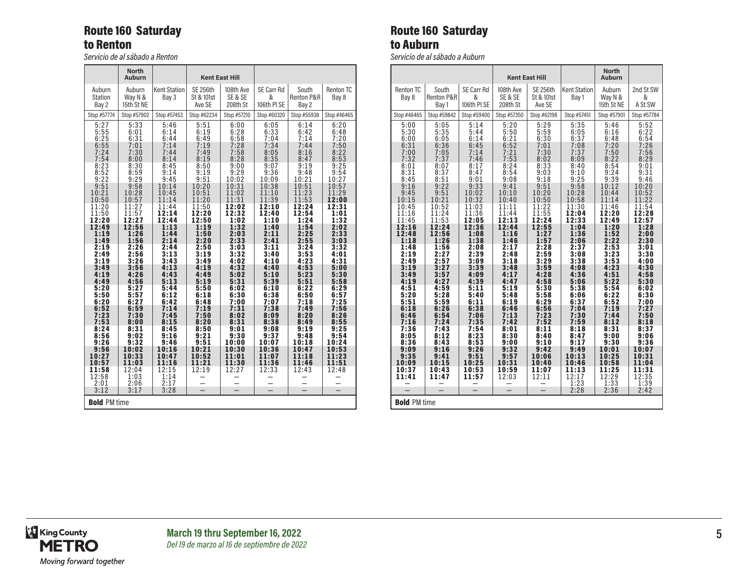## Route 160 Saturday to Renton

*Servicio de al sábado a Renton*

| | North Auburn | | Kent East Hill | | | | |
|---|---|---|---|---|---|---|---|
| Auburn Station Bay 2 | Auburn Way N & 15th St NE | Kent Station Bay 3 | SE 256th St & 101st Ave SE | 108th Ave SE & SE 208th St | SE Carr Rd & 106th Pl SE | South Renton P&R Bay 2 | Renton TC Bay 8 |
| Stop #57774 | Stop #57902 | Stop #57453 | Stop #62234 | Stop #57210 | Stop #60320 | Stop #55938 | Stop #46465 |
| 5:27 | 5:33 | 5:46 | 5:51 | 6:00 | 6:05 | 6:14 | 6:20 |
| 5:55 | 6:01 | 6:14 | 6:19 | 6:28 | 6:33 | 6:42 | 6:48 |
| 6:25 | 6:31 | 6:44 | 6:49 | 6:58 | 7:04 | 7:14 | 7:20 |
| 6:55 | 7:01 | 7:14 | 7:19 | 7:28 | 7:34 | 7:44 | 7:50 |
| 7:24 | 7:30 | 7:44 | 7:49 | 7:58 | 8:05 | 8:16 | 8:22 |
| 7:54 | 8:00 | 8:14 | 8:19 | 8:28 | 8:35 | 8:47 | 8:53 |
| 8:23 | 8:30 | 8:45 | 8:50 | 9:00 | 9:07 | 9:19 | 9:25 |
| 8:52 | 8:59 | 9:14 | 9:19 | 9:29 | 9:36 | 9:48 | 9:54 |
| 9:22 | 9:29 | 9:45 | 9:51 | 10:02 | 10:09 | 10:21 | 10:27 |
| 9:51 | 9:58 | 10:14 | 10:20 | 10:31 | 10:38 | 10:51 | 10:57 |
| 10:21 | 10:28 | 10:45 | 10:51 | 11:02 | 11:10 | 11:23 | 11:29 |
| 10:50 | 10:57 | 11:14 | 11:20 | 11:31 | 11:39 | 11:53 | **12:00** |
| 11:20 | 11:27 | 11:44 | 11:50 | **12:02** | **12:10** | **12:24** | **12:31** |
| 11:50 | 11:57 | **12:14** | **12:20** | **12:32** | **12:40** | **12:54** | **1:01** |
| **12:20** | **12:27** | **12:44** | **12:50** | **1:02** | **1:10** | **1:24** | **1:32** |
| **12:49** | **12:56** | **1:13** | **1:19** | **1:32** | **1:40** | **1:54** | **2:02** |
| **1:19** | **1:26** | **1:44** | **1:50** | **2:03** | **2:11** | **2:25** | **2:33** |
| **1:49** | **1:56** | **2:14** | **2:20** | **2:33** | **2:41** | **2:55** | **3:03** |
| **2:19** | **2:26** | **2:44** | **2:50** | **3:03** | **3:11** | **3:24** | **3:32** |
| **2:49** | **2:56** | **3:13** | **3:19** | **3:32** | **3:40** | **3:53** | **4:01** |
| **3:19** | **3:26** | **3:43** | **3:49** | **4:02** | **4:10** | **4:23** | **4:31** |
| **3:49** | **3:56** | **4:13** | **4:19** | **4:32** | **4:40** | **4:53** | **5:00** |
| **4:19** | **4:26** | **4:43** | **4:49** | **5:02** | **5:10** | **5:23** | **5:30** |
| **4:49** | **4:56** | **5:13** | **5:19** | **5:31** | **5:39** | **5:51** | **5:58** |
| **5:20** | **5:27** | **5:44** | **5:50** | **6:02** | **6:10** | **6:22** | **6:29** |
| **5:50** | **5:57** | **6:12** | **6:18** | **6:30** | **6:38** | **6:50** | **6:57** |
| **6:20** | **6:27** | **6:42** | **6:48** | **7:00** | **7:07** | **7:18** | **7:25** |
| **6:52** | **6:59** | **7:14** | **7:19** | **7:31** | **7:38** | **7:49** | **7:56** |
| **7:23** | **7:30** | **7:45** | **7:50** | **8:02** | **8:09** | **8:20** | **8:26** |
| **7:53** | **8:00** | **8:15** | **8:20** | **8:31** | **8:38** | **8:49** | **8:55** |
| **8:24** | **8:31** | **8:45** | **8:50** | **9:01** | **9:08** | **9:19** | **9:25** |
| **8:56** | **9:02** | **9:16** | **9:21** | **9:30** | **9:37** | **9:48** | **9:54** |
| **9:26** | **9:32** | **9:46** | **9:51** | **10:00** | **10:07** | **10:18** | **10:24** |
| **9:56** | **10:02** | **10:16** | **10:21** | **10:30** | **10:36** | **10:47** | **10:53** |
| **10:27** | **10:33** | **10:47** | **10:52** | **11:01** | **11:07** | **11:18** | **11:23** |
| **10:57** | **11:03** | **11:16** | **11:21** | **11:30** | **11:36** | **11:46** | **11:51** |
| **11:58** | 12:04 | 12:15 | 12:19 | 12:27 | 12:33 | 12:43 | 12:48 |
| 12:58 | 1:03 | 1:14 | – | – | – | – | – |
| 2:01 | 2:06 | 2:17 | – | – | – | – | – |
| 3:12 | 3:17 | 3:28 | – | – | – | – | – |

**Bold** PM time

## Route 160 Saturday to Auburn

*Servicio de al sábado a Auburn*

| | | | Kent East Hill | | | North Auburn | |
|---|---|---|---|---|---|---|---|
| Renton TC Bay 8 | South Renton P&R Bay 1 | SE Carr Rd & 106th Pl SE | 108th Ave SE & SE 208th St | SE 256th St & 101st Ave SE | Kent Station Bay 1 | Auburn Way N & 15th St NE | 2nd St SW & A St SW |
| Stop #46465 | Stop #59842 | Stop #59400 | Stop #57350 | Stop #62198 | Stop #57451 | Stop #57901 | Stop #57784 |
| 5:00 | 5:05 | 5:14 | 5:20 | 5:29 | 5:35 | 5:46 | 5:52 |
| 5:30 | 5:35 | 5:44 | 5:50 | 5:59 | 6:05 | 6:16 | 6:22 |
| 6:00 | 6:05 | 6:14 | 6:21 | 6:30 | 6:37 | 6:48 | 6:54 |
| 6:31 | 6:36 | 6:45 | 6:52 | 7:01 | 7:08 | 7:20 | 7:26 |
| 7:00 | 7:05 | 7:14 | 7:21 | 7:30 | 7:37 | 7:50 | 7:56 |
| 7:32 | 7:37 | 7:46 | 7:53 | 8:02 | 8:09 | 8:22 | 8:29 |
| 8:01 | 8:07 | 8:17 | 8:24 | 8:33 | 8:40 | 8:54 | 9:01 |
| 8:31 | 8:37 | 8:47 | 8:54 | 9:03 | 9:10 | 9:24 | 9:31 |
| 8:45 | 8:51 | 9:01 | 9:08 | 9:18 | 9:25 | 9:39 | 9:46 |
| 9:16 | 9:22 | 9:33 | 9:41 | 9:51 | 9:58 | 10:12 | 10:20 |
| 9:45 | 9:51 | 10:02 | 10:10 | 10:20 | 10:28 | 10:44 | 10:52 |
| 10:15 | 10:21 | 10:32 | 10:40 | 10:50 | 10:58 | 11:14 | 11:22 |
| 10:45 | 10:52 | 11:03 | 11:11 | 11:22 | 11:30 | 11:46 | 11:54 |
| 11:16 | 11:24 | 11:36 | 11:44 | 11:55 | **12:04** | **12:20** | **12:28** |
| 11:45 | 11:53 | **12:05** | **12:13** | **12:24** | **12:33** | **12:49** | **12:57** |
| **12:16** | **12:24** | **12:36** | **12:44** | **12:55** | **1:04** | **1:20** | **1:28** |
| **12:48** | **12:56** | **1:08** | **1:16** | **1:27** | **1:36** | **1:52** | **2:00** |
| **1:18** | **1:26** | **1:38** | **1:46** | **1:57** | **2:06** | **2:22** | **2:30** |
| **1:48** | **1:56** | **2:08** | **2:17** | **2:28** | **2:37** | **2:53** | **3:01** |
| **2:19** | **2:27** | **2:39** | **2:48** | **2:59** | **3:08** | **3:23** | **3:30** |
| **2:49** | **2:57** | **3:09** | **3:18** | **3:29** | **3:38** | **3:53** | **4:00** |
| **3:19** | **3:27** | **3:39** | **3:48** | **3:59** | **4:08** | **4:23** | **4:30** |
| **3:49** | **3:57** | **4:09** | **4:17** | **4:28** | **4:36** | **4:51** | **4:58** |
| **4:19** | **4:27** | **4:39** | **4:47** | **4:58** | **5:06** | **5:22** | **5:30** |
| **4:51** | **4:59** | **5:11** | **5:19** | **5:30** | **5:38** | **5:54** | **6:02** |
| **5:20** | **5:28** | **5:40** | **5:48** | **5:58** | **6:06** | **6:22** | **6:30** |
| **5:51** | **5:59** | **6:11** | **6:19** | **6:29** | **6:37** | **6:52** | **7:00** |
| **6:18** | **6:26** | **6:38** | **6:46** | **6:56** | **7:04** | **7:19** | **7:27** |
| **6:46** | **6:54** | **7:06** | **7:13** | **7:23** | **7:30** | **7:44** | **7:50** |
| **7:16** | **7:24** | **7:35** | **7:42** | **7:52** | **7:59** | **8:12** | **8:18** |
| **7:36** | **7:43** | **7:54** | **8:01** | **8:11** | **8:18** | **8:31** | **8:37** |
| **8:05** | **8:12** | **8:23** | **8:30** | **8:40** | **8:47** | **9:00** | **9:06** |
| **8:36** | **8:43** | **8:53** | **9:00** | **9:10** | **9:17** | **9:30** | **9:36** |
| **9:09** | **9:16** | **9:26** | **9:32** | **9:42** | **9:49** | **10:01** | **10:07** |
| **9:35** | **9:41** | **9:51** | **9:57** | **10:06** | **10:13** | **10:25** | **10:31** |
| **10:09** | **10:15** | **10:25** | **10:31** | **10:40** | **10:46** | **10:58** | **11:04** |
| **10:37** | **10:43** | **10:53** | **10:59** | **11:07** | **11:13** | **11:25** | **11:31** |
| **11:41** | **11:47** | **11:57** | 12:03 | 12:11 | 12:17 | 12:29 | 12:35 |
| – | – | – | – | – | 1:23 | 1:33 | 1:39 |
| – | – | – | – | – | 2:26 | 2:36 | 2:42 |

**Bold** PM time

**March 19 thru September 16, 2022**
*Del 19 de marzo al 16 de septiembre de 2022*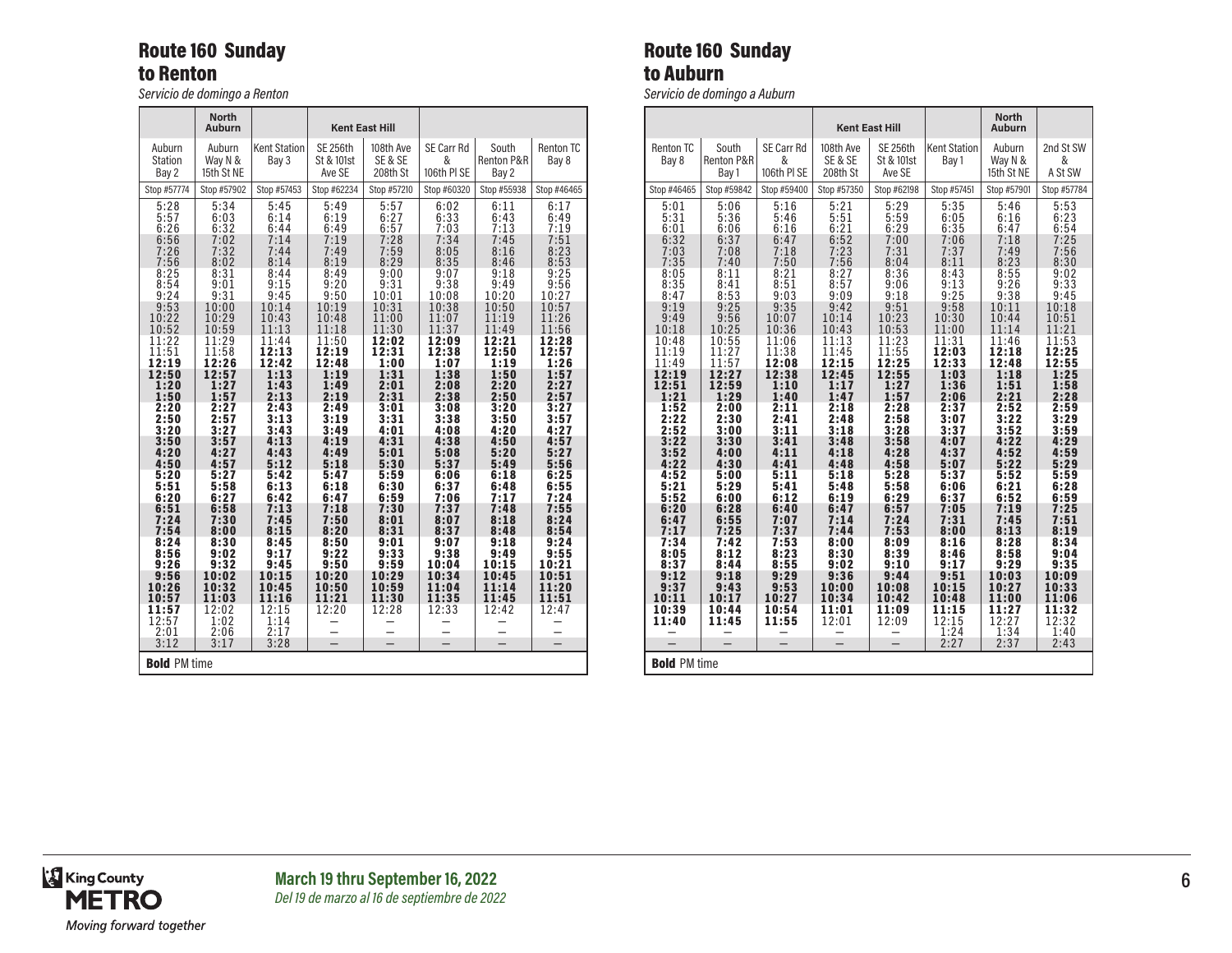## Route 160 Sunday to Renton

*Servicio de domingo a Renton*

| | North Auburn | | Kent East Hill | | | | |
|---|---|---|---|---|---|---|---|
| Auburn Station Bay 2 | Auburn Way N & 15th St NE | Kent Station Bay 3 | SE 256th St & 101st Ave SE | 108th Ave SE & SE 208th St | SE Carr Rd & 106th Pl SE | South Renton P&R Bay 2 | Renton TC Bay 8 |
| Stop #57774 | Stop #57902 | Stop #57453 | Stop #62234 | Stop #57210 | Stop #60320 | Stop #55938 | Stop #46465 |
| 5:28 | 5:34 | 5:45 | 5:49 | 5:57 | 6:02 | 6:11 | 6:17 |
| 5:57 | 6:03 | 6:14 | 6:19 | 6:27 | 6:33 | 6:43 | 6:49 |
| 6:26 | 6:32 | 6:44 | 6:49 | 6:57 | 7:03 | 7:13 | 7:19 |
| 6:56 | 7:02 | 7:14 | 7:19 | 7:28 | 7:34 | 7:45 | 7:51 |
| 7:26 | 7:32 | 7:44 | 7:49 | 7:59 | 8:05 | 8:16 | 8:23 |
| 7:56 | 8:02 | 8:14 | 8:19 | 8:29 | 8:35 | 8:46 | 8:53 |
| 8:25 | 8:31 | 8:44 | 8:49 | 9:00 | 9:07 | 9:18 | 9:25 |
| 8:54 | 9:01 | 9:15 | 9:20 | 9:31 | 9:38 | 9:49 | 9:56 |
| 9:24 | 9:31 | 9:45 | 9:50 | 10:01 | 10:08 | 10:20 | 10:27 |
| 9:53 | 10:00 | 10:14 | 10:19 | 10:31 | 10:38 | 10:50 | 10:57 |
| 10:22 | 10:29 | 10:43 | 10:48 | 11:00 | 11:07 | 11:19 | 11:26 |
| 10:52 | 10:59 | 11:13 | 11:18 | 11:30 | 11:37 | 11:49 | 11:56 |
| 11:22 | 11:29 | 11:44 | 11:50 | **12:02** | **12:09** | **12:21** | **12:28** |
| 11:51 | 11:58 | **12:13** | **12:19** | **12:31** | **12:38** | **12:50** | **12:57** |
| **12:19** | **12:26** | **12:42** | **12:48** | **1:00** | **1:07** | **1:19** | **1:26** |
| **12:50** | **12:57** | **1:13** | **1:19** | **1:31** | **1:38** | **1:50** | **1:57** |
| **1:20** | **1:27** | **1:43** | **1:49** | **2:01** | **2:08** | **2:20** | **2:27** |
| **1:50** | **1:57** | **2:13** | **2:19** | **2:31** | **2:38** | **2:50** | **2:57** |
| **2:20** | **2:27** | **2:43** | **2:49** | **3:01** | **3:08** | **3:20** | **3:27** |
| **2:50** | **2:57** | **3:13** | **3:19** | **3:31** | **3:38** | **3:50** | **3:57** |
| **3:20** | **3:27** | **3:43** | **3:49** | **4:01** | **4:08** | **4:20** | **4:27** |
| **3:50** | **3:57** | **4:13** | **4:19** | **4:31** | **4:38** | **4:50** | **4:57** |
| **4:20** | **4:27** | **4:43** | **4:49** | **5:01** | **5:08** | **5:20** | **5:27** |
| **4:50** | **4:57** | **5:12** | **5:18** | **5:30** | **5:37** | **5:49** | **5:56** |
| **5:20** | **5:27** | **5:42** | **5:47** | **5:59** | **6:06** | **6:18** | **6:25** |
| **5:51** | **5:58** | **6:13** | **6:18** | **6:30** | **6:37** | **6:48** | **6:55** |
| **6:20** | **6:27** | **6:42** | **6:47** | **6:59** | **7:06** | **7:17** | **7:24** |
| **6:51** | **6:58** | **7:13** | **7:18** | **7:30** | **7:37** | **7:48** | **7:55** |
| **7:24** | **7:30** | **7:45** | **7:50** | **8:01** | **8:07** | **8:18** | **8:24** |
| **7:54** | **8:00** | **8:15** | **8:20** | **8:31** | **8:37** | **8:48** | **8:54** |
| **8:24** | **8:30** | **8:45** | **8:50** | **9:01** | **9:07** | **9:18** | **9:24** |
| **8:56** | **9:02** | **9:17** | **9:22** | **9:33** | **9:38** | **9:49** | **9:55** |
| **9:26** | **9:32** | **9:45** | **9:50** | **9:59** | **10:04** | **10:15** | **10:21** |
| **9:56** | **10:02** | **10:15** | **10:20** | **10:29** | **10:34** | **10:45** | **10:51** |
| **10:26** | **10:32** | **10:45** | **10:50** | **10:59** | **11:04** | **11:14** | **11:20** |
| **10:57** | **11:03** | **11:16** | **11:21** | **11:30** | **11:35** | **11:45** | **11:51** |
| **11:57** | 12:02 | 12:15 | 12:20 | 12:28 | 12:33 | 12:42 | 12:47 |
| 12:57 | 1:02 | 1:14 | – | – | – | – | – |
| 2:01 | 2:06 | 2:17 | – | – | – | – | – |
| 3:12 | 3:17 | 3:28 | – | – | – | – | – |

**Bold** PM time

## Route 160 Sunday to Auburn

*Servicio de domingo a Auburn*

| | | | Kent East Hill | | | North Auburn | |
|---|---|---|---|---|---|---|---|
| Renton TC Bay 8 | South Renton P&R Bay 1 | SE Carr Rd & 106th Pl SE | 108th Ave SE & SE 208th St | SE 256th St & 101st Ave SE | Kent Station Bay 1 | Auburn Way N & 15th St NE | 2nd St SW & A St SW |
| Stop #46465 | Stop #59842 | Stop #59400 | Stop #57350 | Stop #62198 | Stop #57451 | Stop #57901 | Stop #57784 |
| 5:01 | 5:06 | 5:16 | 5:21 | 5:29 | 5:35 | 5:46 | 5:53 |
| 5:31 | 5:36 | 5:46 | 5:51 | 5:59 | 6:05 | 6:16 | 6:23 |
| 6:01 | 6:06 | 6:16 | 6:21 | 6:29 | 6:35 | 6:47 | 6:54 |
| 6:32 | 6:37 | 6:47 | 6:52 | 7:00 | 7:06 | 7:18 | 7:25 |
| 7:03 | 7:08 | 7:18 | 7:23 | 7:31 | 7:37 | 7:49 | 7:56 |
| 7:35 | 7:40 | 7:50 | 7:56 | 8:04 | 8:11 | 8:23 | 8:30 |
| 8:05 | 8:11 | 8:21 | 8:27 | 8:36 | 8:43 | 8:55 | 9:02 |
| 8:35 | 8:41 | 8:51 | 8:57 | 9:06 | 9:13 | 9:26 | 9:33 |
| 8:47 | 8:53 | 9:03 | 9:09 | 9:18 | 9:25 | 9:38 | 9:45 |
| 9:19 | 9:25 | 9:35 | 9:42 | 9:51 | 9:58 | 10:11 | 10:18 |
| 9:49 | 9:56 | 10:07 | 10:14 | 10:23 | 10:30 | 10:44 | 10:51 |
| 10:18 | 10:25 | 10:36 | 10:43 | 10:53 | 11:00 | 11:14 | 11:21 |
| 10:48 | 10:55 | 11:06 | 11:13 | 11:23 | 11:31 | 11:46 | 11:53 |
| 11:19 | 11:27 | 11:38 | 11:45 | 11:55 | **12:03** | **12:18** | **12:25** |
| 11:49 | 11:57 | **12:08** | **12:15** | **12:25** | **12:33** | **12:48** | **12:55** |
| **12:19** | **12:27** | **12:38** | **12:45** | **12:55** | **1:03** | **1:18** | **1:25** |
| **12:51** | **12:59** | **1:10** | **1:17** | **1:27** | **1:36** | **1:51** | **1:58** |
| **1:21** | **1:29** | **1:40** | **1:47** | **1:57** | **2:06** | **2:21** | **2:28** |
| **1:52** | **2:00** | **2:11** | **2:18** | **2:28** | **2:37** | **2:52** | **2:59** |
| **2:22** | **2:30** | **2:41** | **2:48** | **2:58** | **3:07** | **3:22** | **3:29** |
| **2:52** | **3:00** | **3:11** | **3:18** | **3:28** | **3:37** | **3:52** | **3:59** |
| **3:22** | **3:30** | **3:41** | **3:48** | **3:58** | **4:07** | **4:22** | **4:29** |
| **3:52** | **4:00** | **4:11** | **4:18** | **4:28** | **4:37** | **4:52** | **4:59** |
| **4:22** | **4:30** | **4:41** | **4:48** | **4:58** | **5:07** | **5:22** | **5:29** |
| **4:52** | **5:00** | **5:11** | **5:18** | **5:28** | **5:37** | **5:52** | **5:59** |
| **5:21** | **5:29** | **5:41** | **5:48** | **5:58** | **6:06** | **6:21** | **6:28** |
| **5:52** | **6:00** | **6:12** | **6:19** | **6:29** | **6:37** | **6:52** | **6:59** |
| **6:20** | **6:28** | **6:40** | **6:47** | **6:57** | **7:05** | **7:19** | **7:25** |
| **6:47** | **6:55** | **7:07** | **7:14** | **7:24** | **7:31** | **7:45** | **7:51** |
| **7:17** | **7:25** | **7:37** | **7:44** | **7:53** | **8:00** | **8:13** | **8:19** |
| **7:34** | **7:42** | **7:53** | **8:00** | **8:09** | **8:16** | **8:28** | **8:34** |
| **8:05** | **8:12** | **8:23** | **8:30** | **8:39** | **8:46** | **8:58** | **9:04** |
| **8:37** | **8:44** | **8:55** | **9:02** | **9:10** | **9:17** | **9:29** | **9:35** |
| **9:12** | **9:18** | **9:29** | **9:36** | **9:44** | **9:51** | **10:03** | **10:09** |
| **9:37** | **9:43** | **9:53** | **10:00** | **10:08** | **10:15** | **10:27** | **10:33** |
| **10:11** | **10:17** | **10:27** | **10:34** | **10:42** | **10:48** | **11:00** | **11:06** |
| **10:39** | **10:44** | **10:54** | **11:01** | **11:09** | **11:15** | **11:27** | **11:32** |
| **11:40** | **11:45** | **11:55** | 12:01 | 12:09 | 12:15 | 12:27 | 12:32 |
| – | – | – | – | – | 1:24 | 1:34 | 1:40 |
| – | – | – | – | – | 2:27 | 2:37 | 2:43 |

**Bold** PM time

King County METRO
*Moving forward together*

**March 19 thru September 16, 2022**
*Del 19 de marzo al 16 de septiembre de 2022*